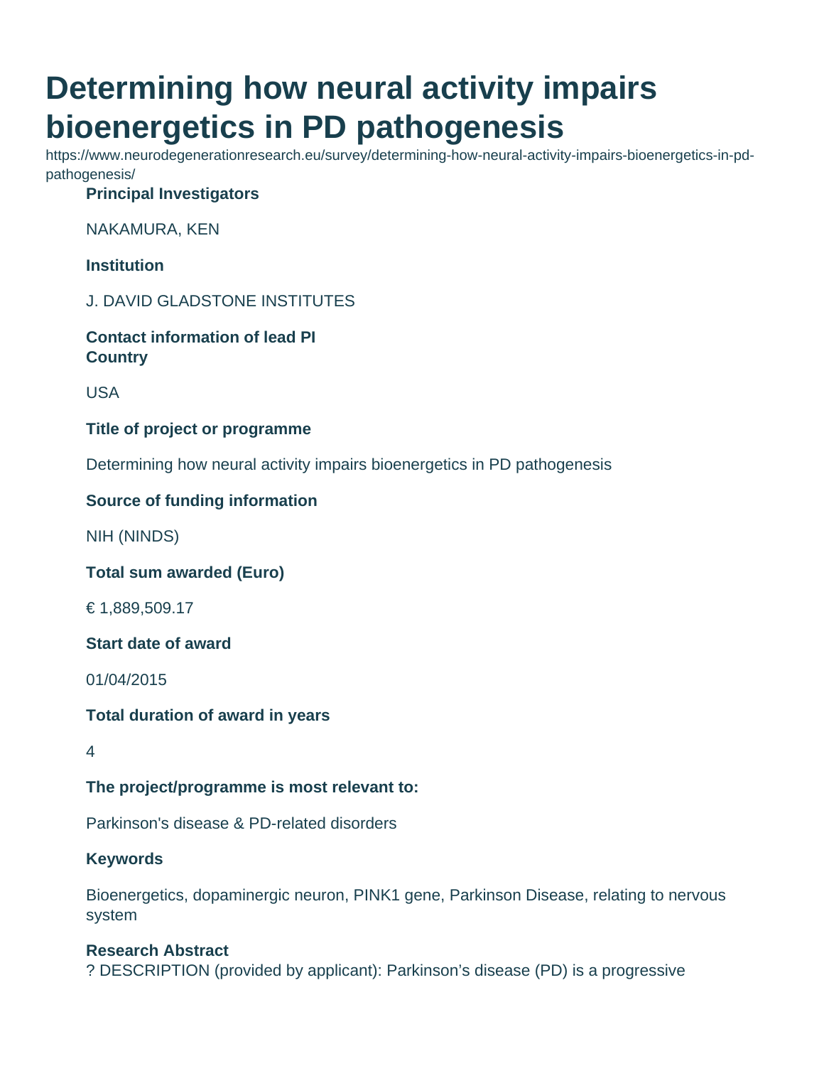# Determining how neural activity impairs bioenergetics in PD pathogenesis

https://www.neurodegenerationresearch.eu/survey/determining-how-neural-activity-impairs-bioenergetics-in-pd-pathogenesis/

**Principal Investigators**

NAKAMURA, KEN

**Institution**

J. DAVID GLADSTONE INSTITUTES

**Contact information of lead PI**
**Country**

USA

**Title of project or programme**

Determining how neural activity impairs bioenergetics in PD pathogenesis

**Source of funding information**

NIH (NINDS)

**Total sum awarded (Euro)**

€ 1,889,509.17

**Start date of award**

01/04/2015

**Total duration of award in years**

4

**The project/programme is most relevant to:**

Parkinson's disease & PD-related disorders

**Keywords**

Bioenergetics, dopaminergic neuron, PINK1 gene, Parkinson Disease, relating to nervous system

**Research Abstract**

? DESCRIPTION (provided by applicant): Parkinson’s disease (PD) is a progressive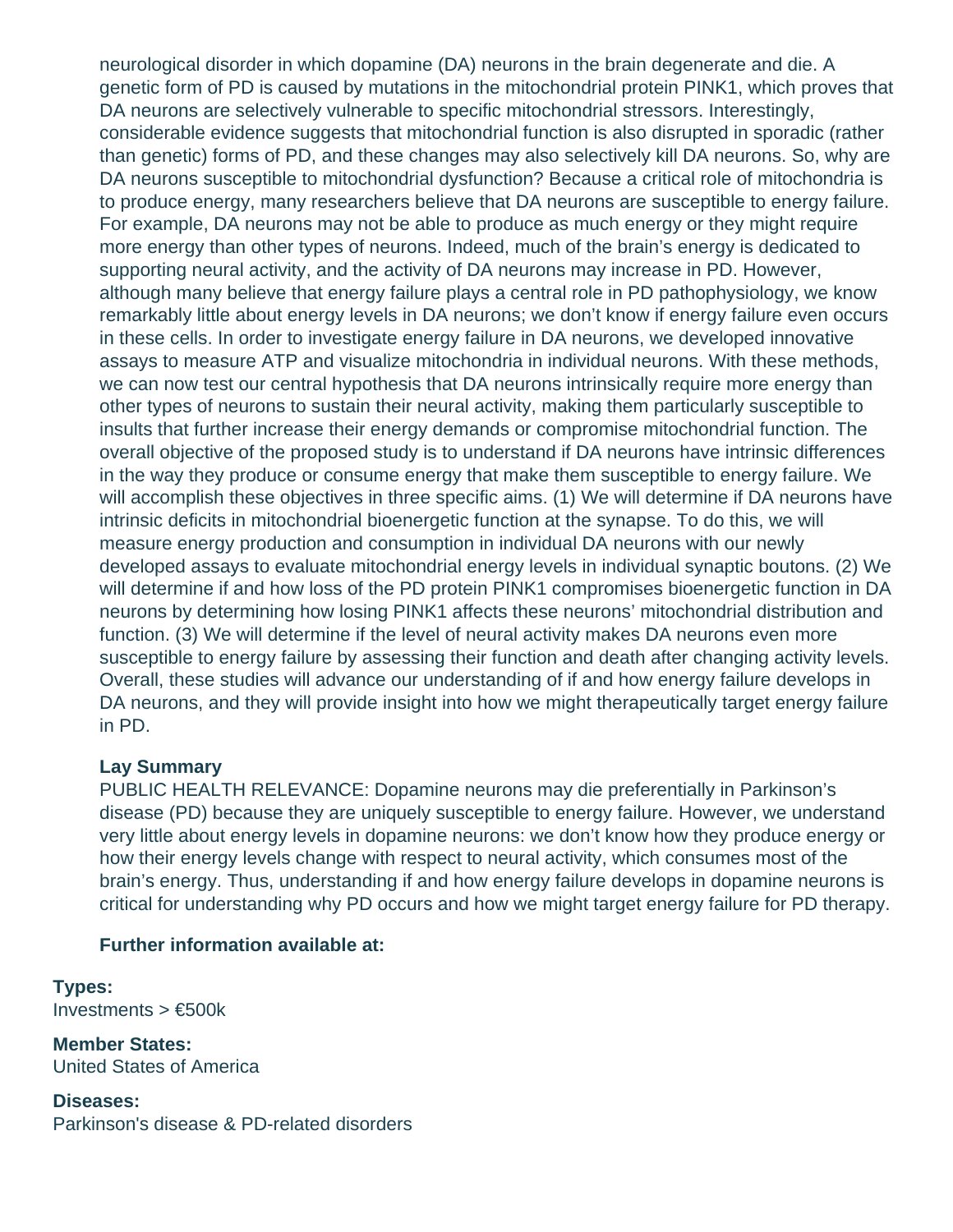neurological disorder in which dopamine (DA) neurons in the brain degenerate and die. A genetic form of PD is caused by mutations in the mitochondrial protein PINK1, which proves that DA neurons are selectively vulnerable to specific mitochondrial stressors. Interestingly, considerable evidence suggests that mitochondrial function is also disrupted in sporadic (rather than genetic) forms of PD, and these changes may also selectively kill DA neurons. So, why are DA neurons susceptible to mitochondrial dysfunction? Because a critical role of mitochondria is to produce energy, many researchers believe that DA neurons are susceptible to energy failure. For example, DA neurons may not be able to produce as much energy or they might require more energy than other types of neurons. Indeed, much of the brain's energy is dedicated to supporting neural activity, and the activity of DA neurons may increase in PD. However, although many believe that energy failure plays a central role in PD pathophysiology, we know remarkably little about energy levels in DA neurons; we don't know if energy failure even occurs in these cells. In order to investigate energy failure in DA neurons, we developed innovative assays to measure ATP and visualize mitochondria in individual neurons. With these methods, we can now test our central hypothesis that DA neurons intrinsically require more energy than other types of neurons to sustain their neural activity, making them particularly susceptible to insults that further increase their energy demands or compromise mitochondrial function. The overall objective of the proposed study is to understand if DA neurons have intrinsic differences in the way they produce or consume energy that make them susceptible to energy failure. We will accomplish these objectives in three specific aims. (1) We will determine if DA neurons have intrinsic deficits in mitochondrial bioenergetic function at the synapse. To do this, we will measure energy production and consumption in individual DA neurons with our newly developed assays to evaluate mitochondrial energy levels in individual synaptic boutons. (2) We will determine if and how loss of the PD protein PINK1 compromises bioenergetic function in DA neurons by determining how losing PINK1 affects these neurons' mitochondrial distribution and function. (3) We will determine if the level of neural activity makes DA neurons even more susceptible to energy failure by assessing their function and death after changing activity levels. Overall, these studies will advance our understanding of if and how energy failure develops in DA neurons, and they will provide insight into how we might therapeutically target energy failure in PD.

**Lay Summary**

PUBLIC HEALTH RELEVANCE: Dopamine neurons may die preferentially in Parkinson's disease (PD) because they are uniquely susceptible to energy failure. However, we understand very little about energy levels in dopamine neurons: we don't know how they produce energy or how their energy levels change with respect to neural activity, which consumes most of the brain's energy. Thus, understanding if and how energy failure develops in dopamine neurons is critical for understanding why PD occurs and how we might target energy failure for PD therapy.

**Further information available at:**

**Types:**
Investments > €500k

**Member States:**
United States of America

**Diseases:**
Parkinson's disease & PD-related disorders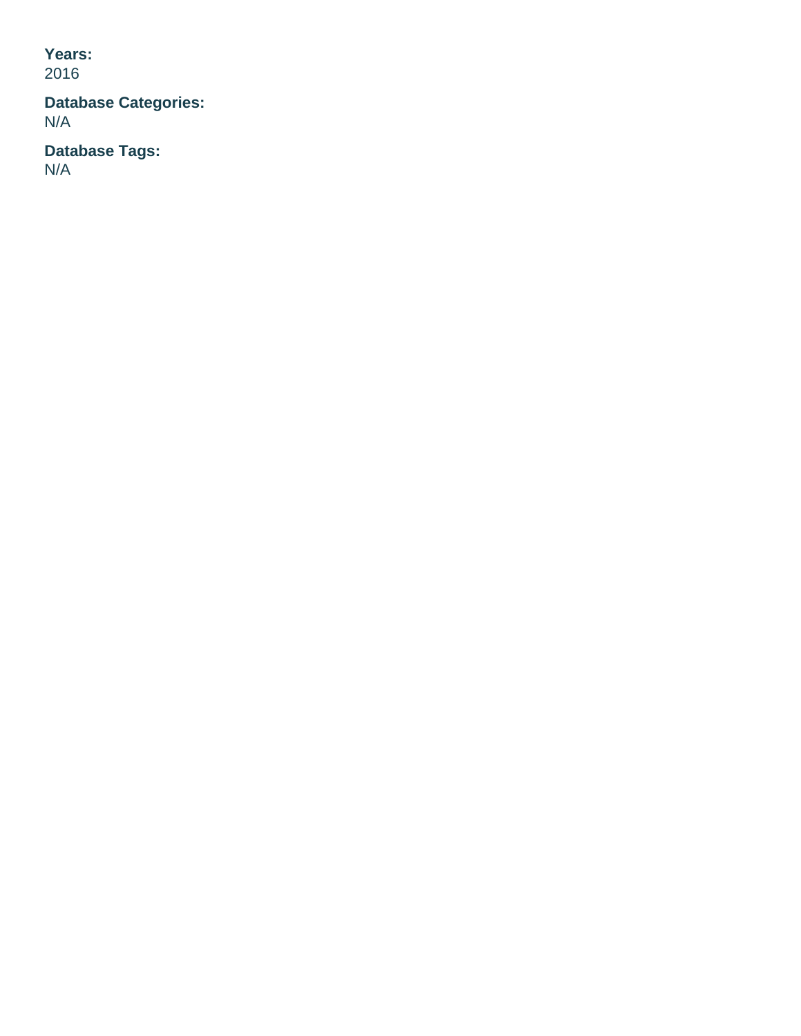**Years:**
2016

**Database Categories:**
N/A

**Database Tags:**
N/A